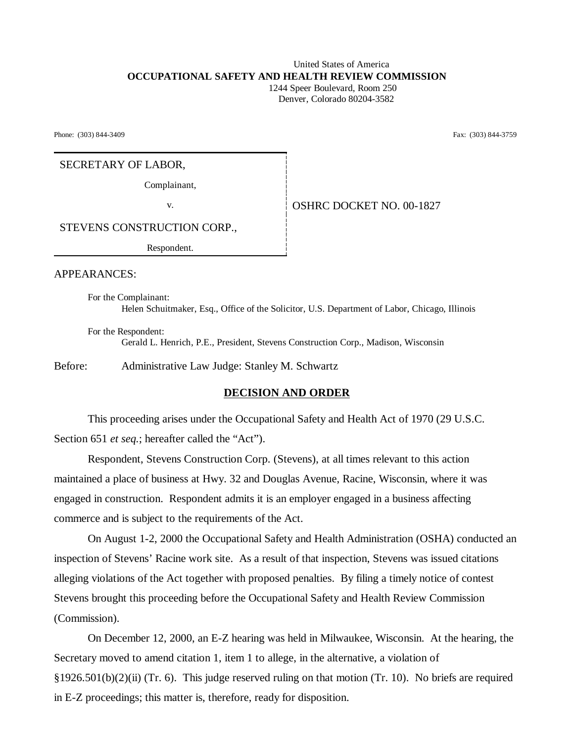United States of America

**OCCUPATIONAL SAFETY AND HEALTH REVIEW COMMISSION**

1244 Speer Boulevard, Room 250
Denver, Colorado 80204-3582

Phone: (303) 844-3409 Fax: (303) 844-3759

SECRETARY OF LABOR,

Complainant,

v.

STEVENS CONSTRUCTION CORP.,

Respondent.

OSHRC DOCKET NO. 00-1827

APPEARANCES:

For the Complainant:
Helen Schuitmaker, Esq., Office of the Solicitor, U.S. Department of Labor, Chicago, Illinois

For the Respondent:
Gerald L. Henrich, P.E., President, Stevens Construction Corp., Madison, Wisconsin

Before: Administrative Law Judge: Stanley M. Schwartz

## DECISION AND ORDER

This proceeding arises under the Occupational Safety and Health Act of 1970 (29 U.S.C. Section 651 *et seq.*; hereafter called the "Act").

Respondent, Stevens Construction Corp. (Stevens), at all times relevant to this action maintained a place of business at Hwy. 32 and Douglas Avenue, Racine, Wisconsin, where it was engaged in construction. Respondent admits it is an employer engaged in a business affecting commerce and is subject to the requirements of the Act.

On August 1-2, 2000 the Occupational Safety and Health Administration (OSHA) conducted an inspection of Stevens' Racine work site. As a result of that inspection, Stevens was issued citations alleging violations of the Act together with proposed penalties. By filing a timely notice of contest Stevens brought this proceeding before the Occupational Safety and Health Review Commission (Commission).

On December 12, 2000, an E-Z hearing was held in Milwaukee, Wisconsin. At the hearing, the Secretary moved to amend citation 1, item 1 to allege, in the alternative, a violation of §1926.501(b)(2)(ii) (Tr. 6). This judge reserved ruling on that motion (Tr. 10). No briefs are required in E-Z proceedings; this matter is, therefore, ready for disposition.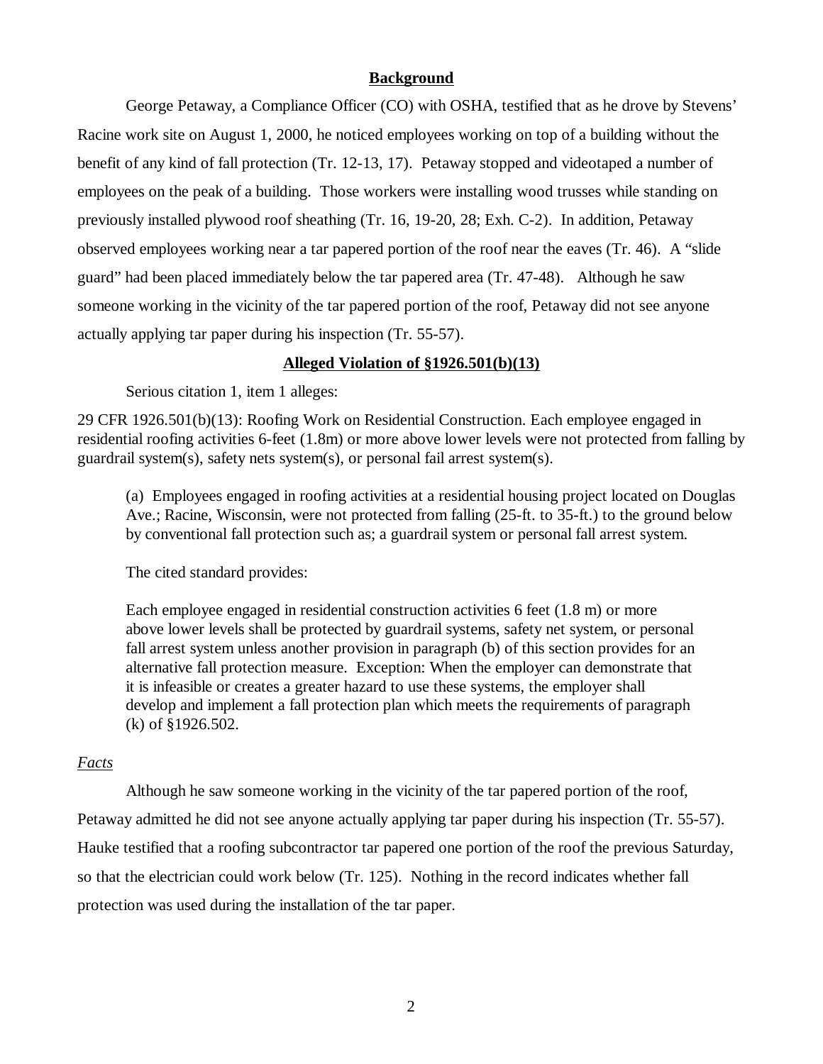**Background**

George Petaway, a Compliance Officer (CO) with OSHA, testified that as he drove by Stevens' Racine work site on August 1, 2000, he noticed employees working on top of a building without the benefit of any kind of fall protection (Tr. 12-13, 17). Petaway stopped and videotaped a number of employees on the peak of a building. Those workers were installing wood trusses while standing on previously installed plywood roof sheathing (Tr. 16, 19-20, 28; Exh. C-2). In addition, Petaway observed employees working near a tar papered portion of the roof near the eaves (Tr. 46). A "slide guard" had been placed immediately below the tar papered area (Tr. 47-48). Although he saw someone working in the vicinity of the tar papered portion of the roof, Petaway did not see anyone actually applying tar paper during his inspection (Tr. 55-57).

**Alleged Violation of §1926.501(b)(13)**

Serious citation 1, item 1 alleges:

29 CFR 1926.501(b)(13): Roofing Work on Residential Construction. Each employee engaged in residential roofing activities 6-feet (1.8m) or more above lower levels were not protected from falling by guardrail system(s), safety nets system(s), or personal fail arrest system(s).

> (a) Employees engaged in roofing activities at a residential housing project located on Douglas Ave.; Racine, Wisconsin, were not protected from falling (25-ft. to 35-ft.) to the ground below by conventional fall protection such as; a guardrail system or personal fall arrest system.
>
> The cited standard provides:
>
> Each employee engaged in residential construction activities 6 feet (1.8 m) or more above lower levels shall be protected by guardrail systems, safety net system, or personal fall arrest system unless another provision in paragraph (b) of this section provides for an alternative fall protection measure. Exception: When the employer can demonstrate that it is infeasible or creates a greater hazard to use these systems, the employer shall develop and implement a fall protection plan which meets the requirements of paragraph (k) of §1926.502.

*Facts*

Although he saw someone working in the vicinity of the tar papered portion of the roof, Petaway admitted he did not see anyone actually applying tar paper during his inspection (Tr. 55-57). Hauke testified that a roofing subcontractor tar papered one portion of the roof the previous Saturday, so that the electrician could work below (Tr. 125). Nothing in the record indicates whether fall protection was used during the installation of the tar paper.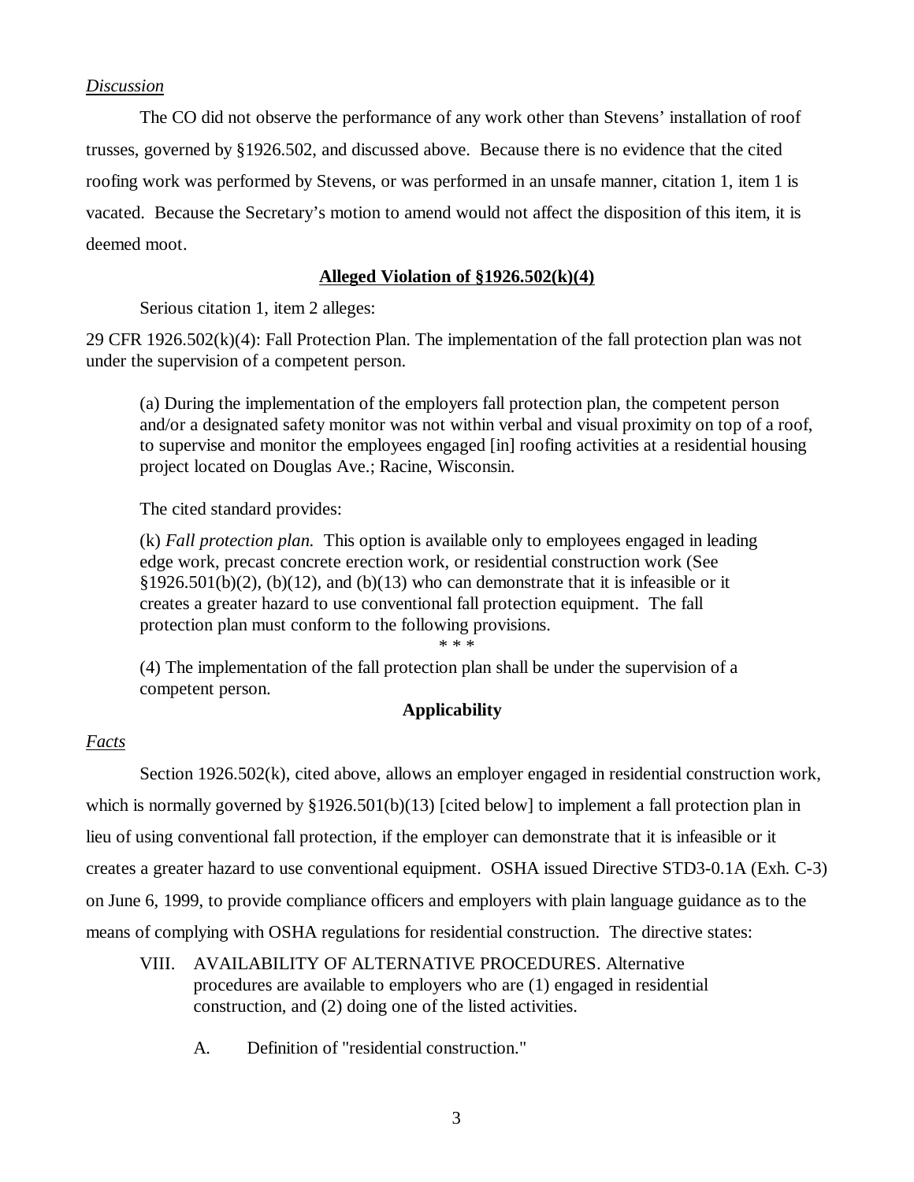*Discussion*

The CO did not observe the performance of any work other than Stevens' installation of roof trusses, governed by §1926.502, and discussed above. Because there is no evidence that the cited roofing work was performed by Stevens, or was performed in an unsafe manner, citation 1, item 1 is vacated. Because the Secretary's motion to amend would not affect the disposition of this item, it is deemed moot.

**Alleged Violation of §1926.502(k)(4)**

Serious citation 1, item 2 alleges:

29 CFR 1926.502(k)(4): Fall Protection Plan. The implementation of the fall protection plan was not under the supervision of a competent person.

> (a) During the implementation of the employers fall protection plan, the competent person and/or a designated safety monitor was not within verbal and visual proximity on top of a roof, to supervise and monitor the employees engaged [in] roofing activities at a residential housing project located on Douglas Ave.; Racine, Wisconsin.
>
> The cited standard provides:
>
> (k) *Fall protection plan.* This option is available only to employees engaged in leading edge work, precast concrete erection work, or residential construction work (See §1926.501(b)(2), (b)(12), and (b)(13) who can demonstrate that it is infeasible or it creates a greater hazard to use conventional fall protection equipment. The fall protection plan must conform to the following provisions.
>
> \* \* \*
>
> (4) The implementation of the fall protection plan shall be under the supervision of a competent person.

**Applicability**

*Facts*

Section 1926.502(k), cited above, allows an employer engaged in residential construction work, which is normally governed by §1926.501(b)(13) [cited below] to implement a fall protection plan in lieu of using conventional fall protection, if the employer can demonstrate that it is infeasible or it creates a greater hazard to use conventional equipment. OSHA issued Directive STD3-0.1A (Exh. C-3) on June 6, 1999, to provide compliance officers and employers with plain language guidance as to the means of complying with OSHA regulations for residential construction. The directive states:

> VIII. AVAILABILITY OF ALTERNATIVE PROCEDURES. Alternative procedures are available to employers who are (1) engaged in residential construction, and (2) doing one of the listed activities.
>
> A. Definition of "residential construction."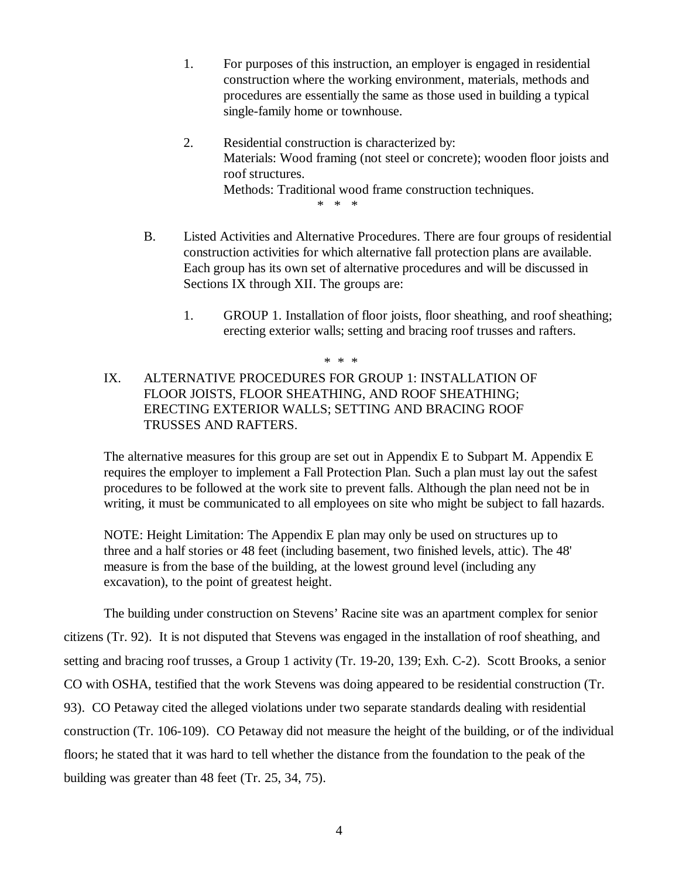1. For purposes of this instruction, an employer is engaged in residential construction where the working environment, materials, methods and procedures are essentially the same as those used in building a typical single-family home or townhouse.

2. Residential construction is characterized by:
   Materials: Wood framing (not steel or concrete); wooden floor joists and roof structures.
   Methods: Traditional wood frame construction techniques.

\* \* \*

B. Listed Activities and Alternative Procedures. There are four groups of residential construction activities for which alternative fall protection plans are available. Each group has its own set of alternative procedures and will be discussed in Sections IX through XII. The groups are:

   1. GROUP 1. Installation of floor joists, floor sheathing, and roof sheathing; erecting exterior walls; setting and bracing roof trusses and rafters.

\* \* \*

IX. ALTERNATIVE PROCEDURES FOR GROUP 1: INSTALLATION OF FLOOR JOISTS, FLOOR SHEATHING, AND ROOF SHEATHING; ERECTING EXTERIOR WALLS; SETTING AND BRACING ROOF TRUSSES AND RAFTERS.

The alternative measures for this group are set out in Appendix E to Subpart M. Appendix E requires the employer to implement a Fall Protection Plan. Such a plan must lay out the safest procedures to be followed at the work site to prevent falls. Although the plan need not be in writing, it must be communicated to all employees on site who might be subject to fall hazards.

NOTE: Height Limitation: The Appendix E plan may only be used on structures up to three and a half stories or 48 feet (including basement, two finished levels, attic). The 48' measure is from the base of the building, at the lowest ground level (including any excavation), to the point of greatest height.

The building under construction on Stevens' Racine site was an apartment complex for senior citizens (Tr. 92). It is not disputed that Stevens was engaged in the installation of roof sheathing, and setting and bracing roof trusses, a Group 1 activity (Tr. 19-20, 139; Exh. C-2). Scott Brooks, a senior CO with OSHA, testified that the work Stevens was doing appeared to be residential construction (Tr. 93). CO Petaway cited the alleged violations under two separate standards dealing with residential construction (Tr. 106-109). CO Petaway did not measure the height of the building, or of the individual floors; he stated that it was hard to tell whether the distance from the foundation to the peak of the building was greater than 48 feet (Tr. 25, 34, 75).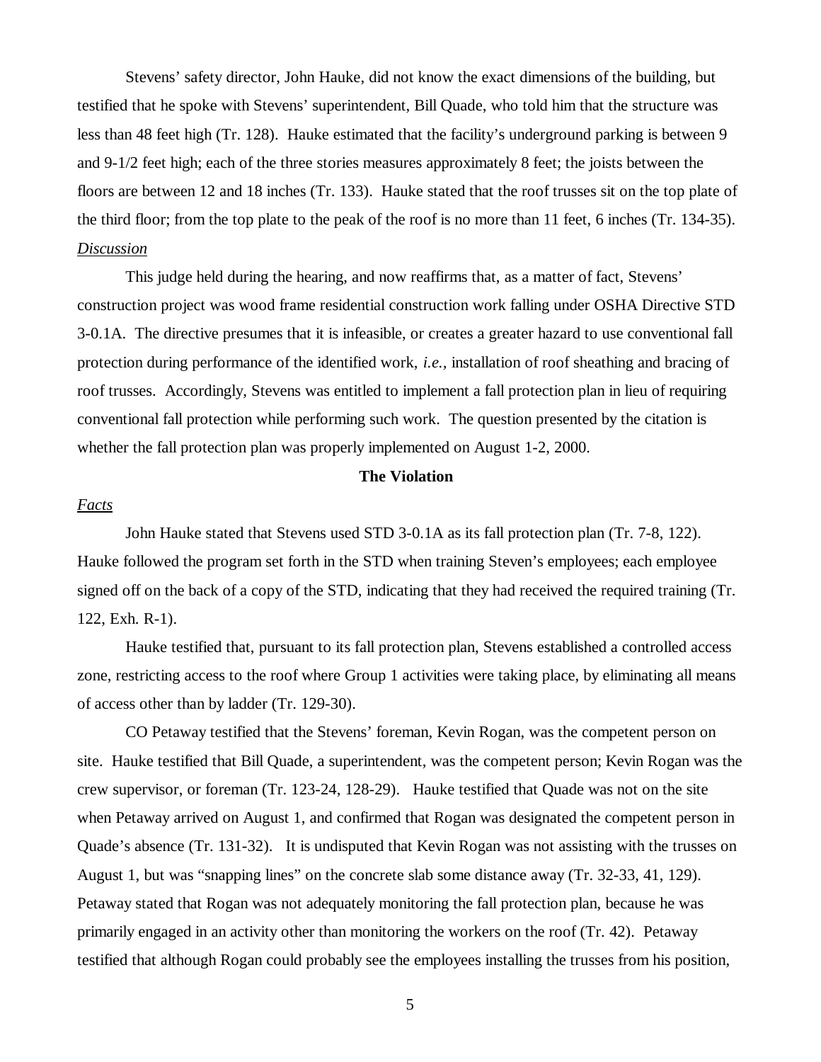Stevens' safety director, John Hauke, did not know the exact dimensions of the building, but testified that he spoke with Stevens' superintendent, Bill Quade, who told him that the structure was less than 48 feet high (Tr. 128). Hauke estimated that the facility's underground parking is between 9 and 9-1/2 feet high; each of the three stories measures approximately 8 feet; the joists between the floors are between 12 and 18 inches (Tr. 133). Hauke stated that the roof trusses sit on the top plate of the third floor; from the top plate to the peak of the roof is no more than 11 feet, 6 inches (Tr. 134-35).

*Discussion*

This judge held during the hearing, and now reaffirms that, as a matter of fact, Stevens' construction project was wood frame residential construction work falling under OSHA Directive STD 3-0.1A. The directive presumes that it is infeasible, or creates a greater hazard to use conventional fall protection during performance of the identified work, *i.e.*, installation of roof sheathing and bracing of roof trusses. Accordingly, Stevens was entitled to implement a fall protection plan in lieu of requiring conventional fall protection while performing such work. The question presented by the citation is whether the fall protection plan was properly implemented on August 1-2, 2000.

**The Violation**

*Facts*

John Hauke stated that Stevens used STD 3-0.1A as its fall protection plan (Tr. 7-8, 122). Hauke followed the program set forth in the STD when training Steven's employees; each employee signed off on the back of a copy of the STD, indicating that they had received the required training (Tr. 122, Exh. R-1).

Hauke testified that, pursuant to its fall protection plan, Stevens established a controlled access zone, restricting access to the roof where Group 1 activities were taking place, by eliminating all means of access other than by ladder (Tr. 129-30).

CO Petaway testified that the Stevens' foreman, Kevin Rogan, was the competent person on site. Hauke testified that Bill Quade, a superintendent, was the competent person; Kevin Rogan was the crew supervisor, or foreman (Tr. 123-24, 128-29). Hauke testified that Quade was not on the site when Petaway arrived on August 1, and confirmed that Rogan was designated the competent person in Quade's absence (Tr. 131-32). It is undisputed that Kevin Rogan was not assisting with the trusses on August 1, but was "snapping lines" on the concrete slab some distance away (Tr. 32-33, 41, 129). Petaway stated that Rogan was not adequately monitoring the fall protection plan, because he was primarily engaged in an activity other than monitoring the workers on the roof (Tr. 42). Petaway testified that although Rogan could probably see the employees installing the trusses from his position,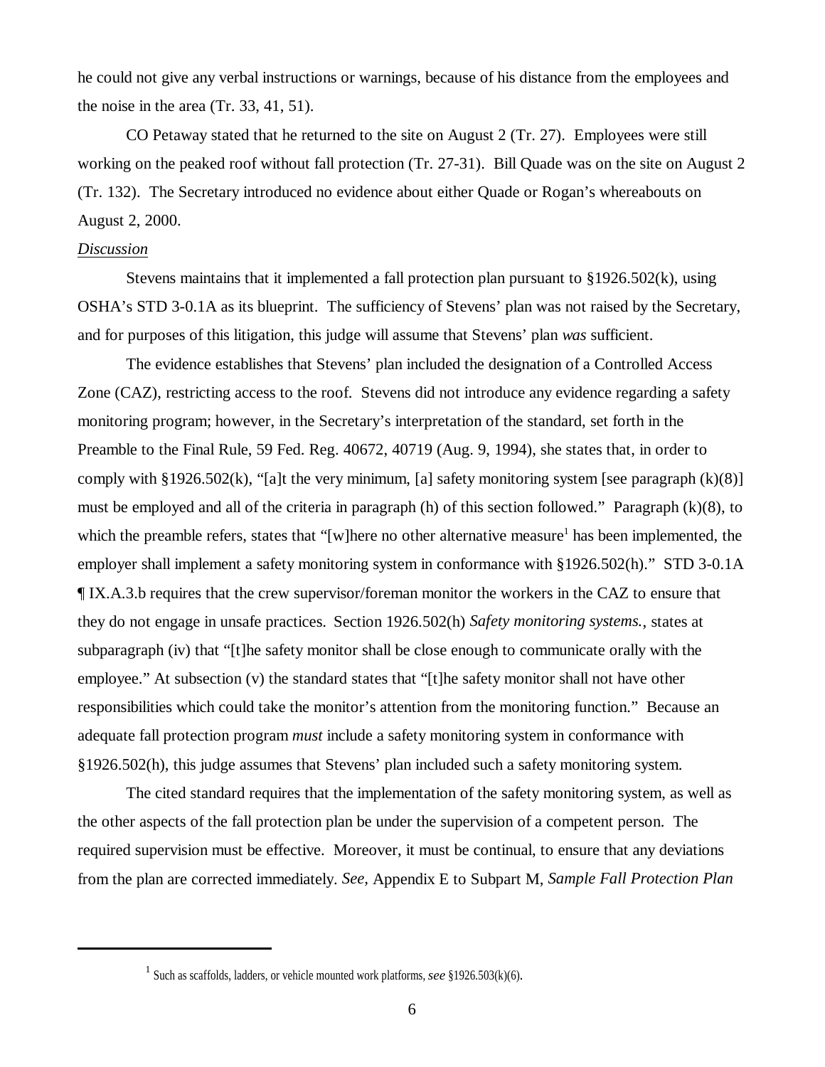he could not give any verbal instructions or warnings, because of his distance from the employees and the noise in the area (Tr. 33, 41, 51).

CO Petaway stated that he returned to the site on August 2 (Tr. 27). Employees were still working on the peaked roof without fall protection (Tr. 27-31). Bill Quade was on the site on August 2 (Tr. 132). The Secretary introduced no evidence about either Quade or Rogan's whereabouts on August 2, 2000.

*Discussion*

Stevens maintains that it implemented a fall protection plan pursuant to §1926.502(k), using OSHA's STD 3-0.1A as its blueprint. The sufficiency of Stevens' plan was not raised by the Secretary, and for purposes of this litigation, this judge will assume that Stevens' plan *was* sufficient.

The evidence establishes that Stevens' plan included the designation of a Controlled Access Zone (CAZ), restricting access to the roof. Stevens did not introduce any evidence regarding a safety monitoring program; however, in the Secretary's interpretation of the standard, set forth in the Preamble to the Final Rule, 59 Fed. Reg. 40672, 40719 (Aug. 9, 1994), she states that, in order to comply with §1926.502(k), "[a]t the very minimum, [a] safety monitoring system [see paragraph (k)(8)] must be employed and all of the criteria in paragraph (h) of this section followed." Paragraph (k)(8), to which the preamble refers, states that "[w]here no other alternative measure[1] has been implemented, the employer shall implement a safety monitoring system in conformance with §1926.502(h)." STD 3-0.1A ¶ IX.A.3.b requires that the crew supervisor/foreman monitor the workers in the CAZ to ensure that they do not engage in unsafe practices. Section 1926.502(h) *Safety monitoring systems.*, states at subparagraph (iv) that "[t]he safety monitor shall be close enough to communicate orally with the employee." At subsection (v) the standard states that "[t]he safety monitor shall not have other responsibilities which could take the monitor's attention from the monitoring function." Because an adequate fall protection program *must* include a safety monitoring system in conformance with §1926.502(h), this judge assumes that Stevens' plan included such a safety monitoring system.

The cited standard requires that the implementation of the safety monitoring system, as well as the other aspects of the fall protection plan be under the supervision of a competent person. The required supervision must be effective. Moreover, it must be continual, to ensure that any deviations from the plan are corrected immediately. *See,* Appendix E to Subpart M, *Sample Fall Protection Plan*

[1] Such as scaffolds, ladders, or vehicle mounted work platforms, *see* §1926.503(k)(6).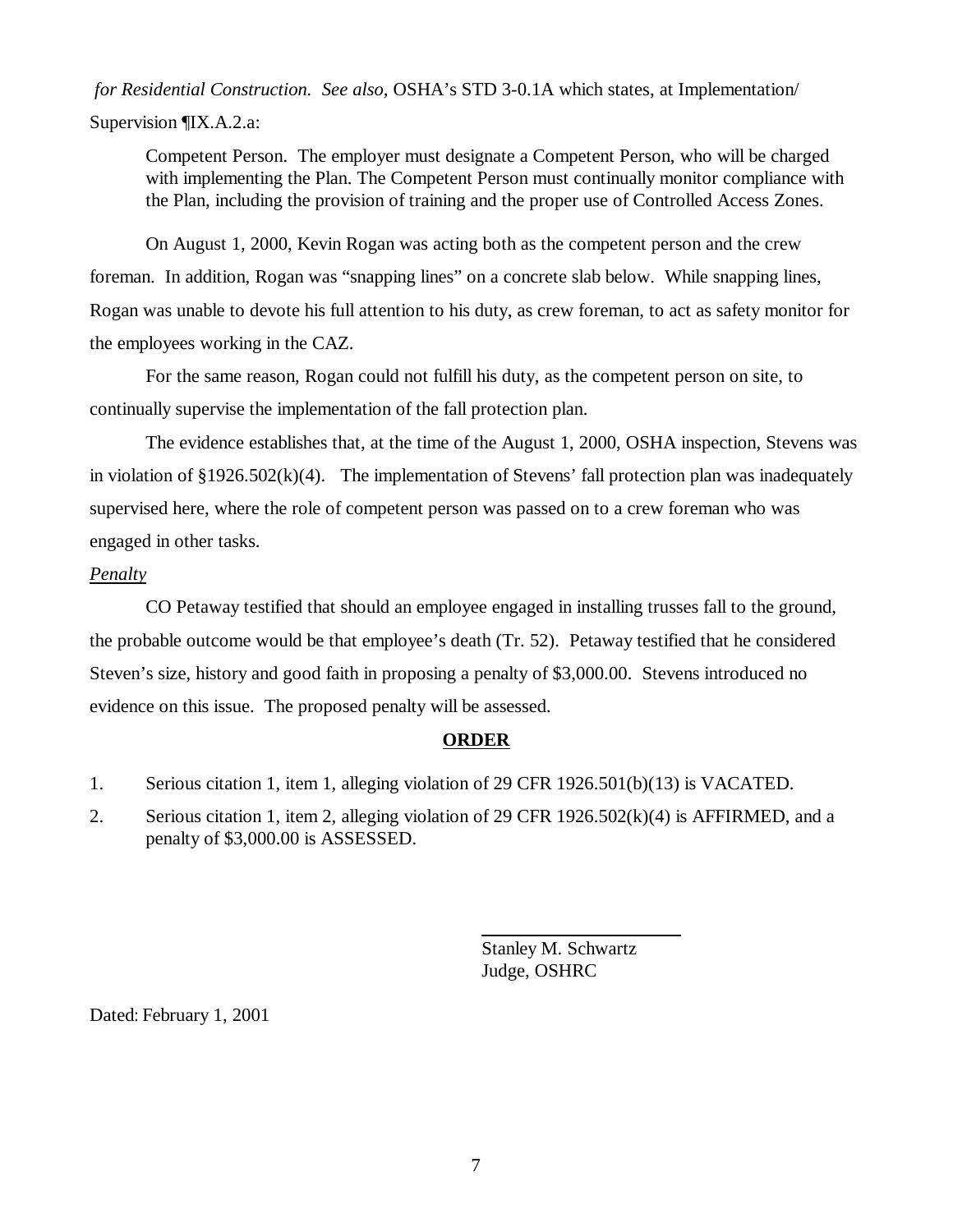*for Residential Construction. See also,* OSHA's STD 3-0.1A which states, at Implementation/ Supervision ¶IX.A.2.a:

> Competent Person. The employer must designate a Competent Person, who will be charged with implementing the Plan. The Competent Person must continually monitor compliance with the Plan, including the provision of training and the proper use of Controlled Access Zones.

On August 1, 2000, Kevin Rogan was acting both as the competent person and the crew foreman. In addition, Rogan was "snapping lines" on a concrete slab below. While snapping lines, Rogan was unable to devote his full attention to his duty, as crew foreman, to act as safety monitor for the employees working in the CAZ.

For the same reason, Rogan could not fulfill his duty, as the competent person on site, to continually supervise the implementation of the fall protection plan.

The evidence establishes that, at the time of the August 1, 2000, OSHA inspection, Stevens was in violation of §1926.502(k)(4). The implementation of Stevens' fall protection plan was inadequately supervised here, where the role of competent person was passed on to a crew foreman who was engaged in other tasks.

*Penalty*

CO Petaway testified that should an employee engaged in installing trusses fall to the ground, the probable outcome would be that employee's death (Tr. 52). Petaway testified that he considered Steven's size, history and good faith in proposing a penalty of $3,000.00. Stevens introduced no evidence on this issue. The proposed penalty will be assessed.

**ORDER**

1. Serious citation 1, item 1, alleging violation of 29 CFR 1926.501(b)(13) is VACATED.
2. Serious citation 1, item 2, alleging violation of 29 CFR 1926.502(k)(4) is AFFIRMED, and a penalty of $3,000.00 is ASSESSED.

Stanley M. Schwartz
Judge, OSHRC

Dated: February 1, 2001